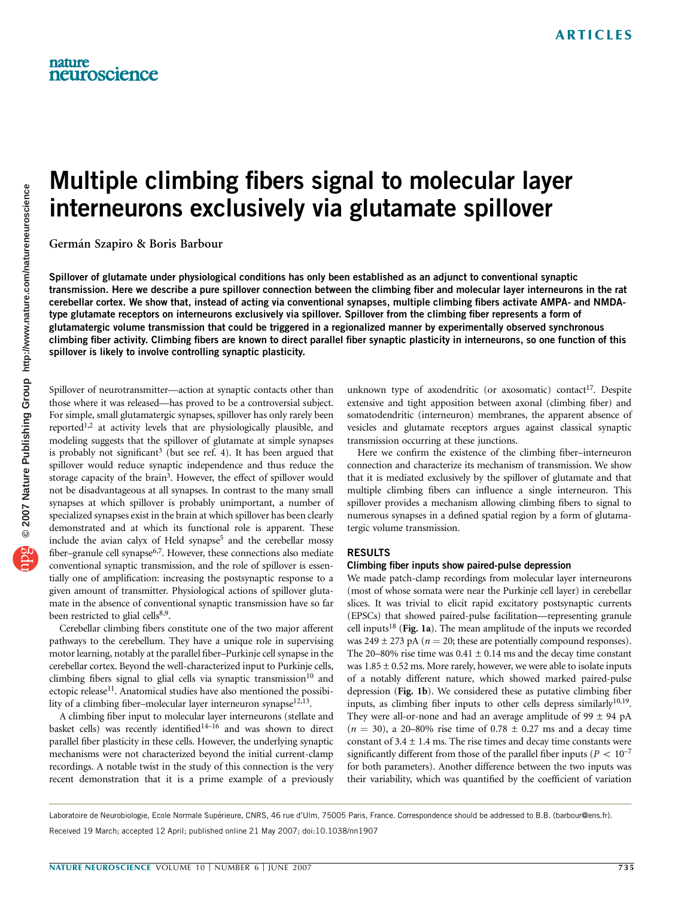# Multiple climbing fibers signal to molecular layer interneurons exclusively via glutamate spillover

Germán Szapiro & Boris Barbour

**Spillover of glutamate under physiological conditions has only been established as an adjunct to conventional synaptic transmission. Here we describe a pure spillover connection between the climbing fiber and molecular layer interneurons in the rat cerebellar cortex. We show that, instead of acting via conventional synapses, multiple climbing fibers activate AMPA- and NMDA-type glutamate receptors on interneurons exclusively via spillover. Spillover from the climbing fiber represents a form of glutamatergic volume transmission that could be triggered in a regionalized manner by experimentally observed synchronous climbing fiber activity. Climbing fibers are known to direct parallel fiber synaptic plasticity in interneurons, so one function of this spillover is likely to involve controlling synaptic plasticity.**

Spillover of neurotransmitter—action at synaptic contacts other than those where it was released—has proved to be a controversial subject. For simple, small glutamatergic synapses, spillover has only rarely been reported[1,2] at activity levels that are physiologically plausible, and modeling suggests that the spillover of glutamate at simple synapses is probably not significant[3] (but see ref. 4). It has been argued that spillover would reduce synaptic independence and thus reduce the storage capacity of the brain[3]. However, the effect of spillover would not be disadvantageous at all synapses. In contrast to the many small synapses at which spillover is probably unimportant, a number of specialized synapses exist in the brain at which spillover has been clearly demonstrated and at which its functional role is apparent. These include the avian calyx of Held synapse[5] and the cerebellar mossy fiber–granule cell synapse[6,7]. However, these connections also mediate conventional synaptic transmission, and the role of spillover is essentially one of amplification: increasing the postsynaptic response to a given amount of transmitter. Physiological actions of spillover glutamate in the absence of conventional synaptic transmission have so far been restricted to glial cells[8,9].

Cerebellar climbing fibers constitute one of the two major afferent pathways to the cerebellum. They have a unique role in supervising motor learning, notably at the parallel fiber–Purkinje cell synapse in the cerebellar cortex. Beyond the well-characterized input to Purkinje cells, climbing fibers signal to glial cells via synaptic transmission[10] and ectopic release[11]. Anatomical studies have also mentioned the possibility of a climbing fiber–molecular layer interneuron synapse[12,13].

A climbing fiber input to molecular layer interneurons (stellate and basket cells) was recently identified[14–16] and was shown to direct parallel fiber plasticity in these cells. However, the underlying synaptic mechanisms were not characterized beyond the initial current-clamp recordings. A notable twist in the study of this connection is the very recent demonstration that it is a prime example of a previously unknown type of axodendritic (or axosomatic) contact[17]. Despite extensive and tight apposition between axonal (climbing fiber) and somatodendritic (interneuron) membranes, the apparent absence of vesicles and glutamate receptors argues against classical synaptic transmission occurring at these junctions.

Here we confirm the existence of the climbing fiber–interneuron connection and characterize its mechanism of transmission. We show that it is mediated exclusively by the spillover of glutamate and that multiple climbing fibers can influence a single interneuron. This spillover provides a mechanism allowing climbing fibers to signal to numerous synapses in a defined spatial region by a form of glutamatergic volume transmission.

## RESULTS

### Climbing fiber inputs show paired-pulse depression

We made patch-clamp recordings from molecular layer interneurons (most of whose somata were near the Purkinje cell layer) in cerebellar slices. It was trivial to elicit rapid excitatory postsynaptic currents (EPSCs) that showed paired-pulse facilitation—representing granule cell inputs[18] (**Fig. 1a**). The mean amplitude of the inputs we recorded was 249 ± 273 pA ($n = 20$; these are potentially compound responses). The 20–80% rise time was 0.41 ± 0.14 ms and the decay time constant was 1.85 ± 0.52 ms. More rarely, however, we were able to isolate inputs of a notably different nature, which showed marked paired-pulse depression (**Fig. 1b**). We considered these as putative climbing fiber inputs, as climbing fiber inputs to other cells depress similarly[10,19]. They were all-or-none and had an average amplitude of 99 ± 94 pA ($n = 30$), a 20–80% rise time of 0.78 ± 0.27 ms and a decay time constant of 3.4 ± 1.4 ms. The rise times and decay time constants were significantly different from those of the parallel fiber inputs ($P < 10^{-7}$ for both parameters). Another difference between the two inputs was their variability, which was quantified by the coefficient of variation

Laboratoire de Neurobiologie, Ecole Normale Supérieure, CNRS, 46 rue d'Ulm, 75005 Paris, France. Correspondence should be addressed to B.B. (barbour@ens.fr).

Received 19 March; accepted 12 April; published online 21 May 2007; doi:10.1038/nn1907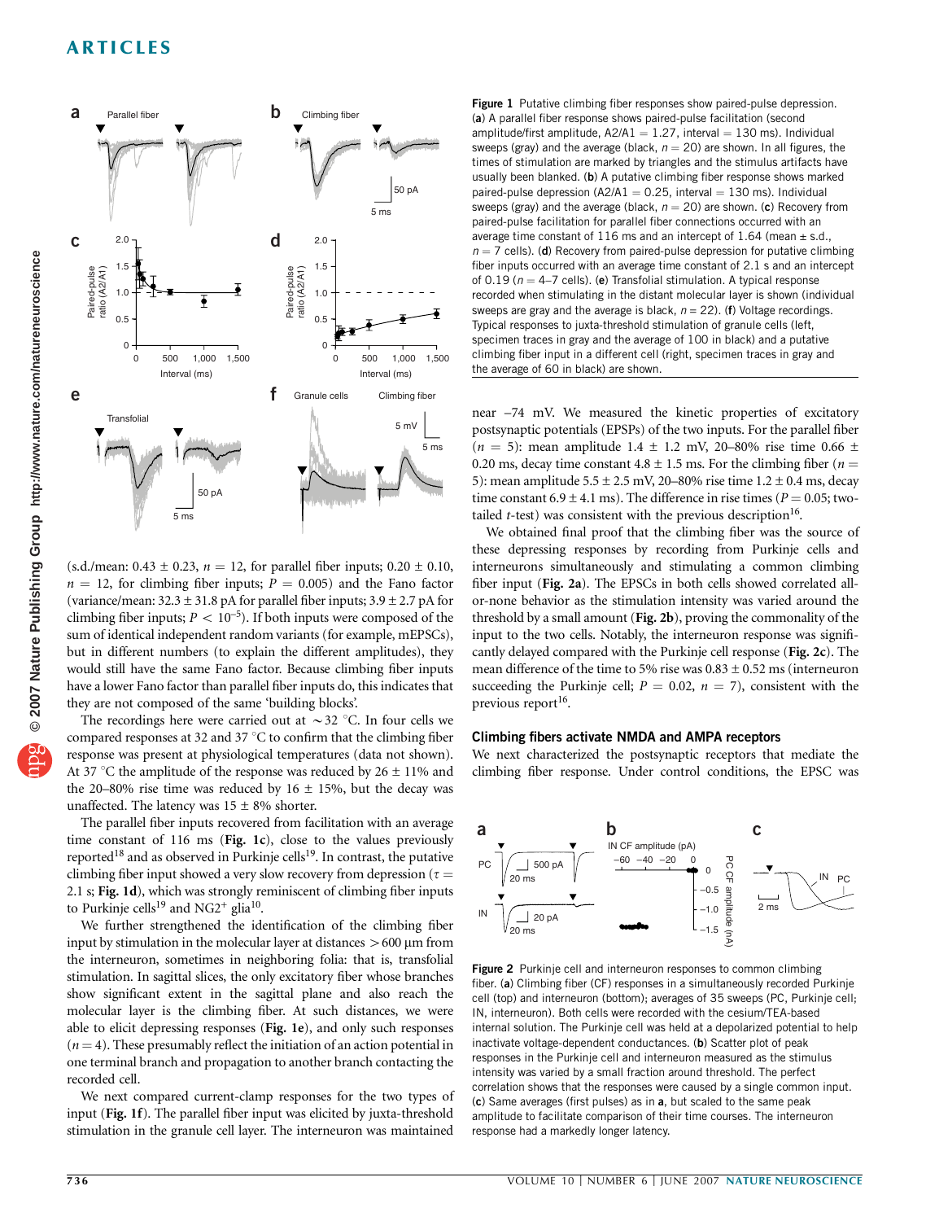**Figure 1** Putative climbing fiber responses show paired-pulse depression. (**a**) A parallel fiber response shows paired-pulse facilitation (second amplitude/first amplitude, A2/A1 = 1.27, interval = 130 ms). Individual sweeps (gray) and the average (black, $n = 20$) are shown. In all figures, the times of stimulation are marked by triangles and the stimulus artifacts have usually been blanked. (**b**) A putative climbing fiber response shows marked paired-pulse depression (A2/A1 = 0.25, interval = 130 ms). Individual sweeps (gray) and the average (black, $n = 20$) are shown. (**c**) Recovery from paired-pulse facilitation for parallel fiber connections occurred with an average time constant of 116 ms and an intercept of 1.64 (mean ± s.d., $n = 7$ cells). (**d**) Recovery from paired-pulse depression for putative climbing fiber inputs occurred with an average time constant of 2.1 s and an intercept of 0.19 ($n$ = 4–7 cells). (**e**) Transfolial stimulation. A typical response recorded when stimulating in the distant molecular layer is shown (individual sweeps are gray and the average is black, $n = 22$). (**f**) Voltage recordings. Typical responses to juxta-threshold stimulation of granule cells (left, specimen traces in gray and the average of 100 in black) and a putative climbing fiber input in a different cell (right, specimen traces in gray and the average of 60 in black) are shown.

(s.d./mean: 0.43 ± 0.23, $n = 12$, for parallel fiber inputs; 0.20 ± 0.10, $n = 12$, for climbing fiber inputs; $P = 0.005$) and the Fano factor (variance/mean: 32.3 ± 31.8 pA for parallel fiber inputs; 3.9 ± 2.7 pA for climbing fiber inputs; $P < 10^{-5}$). If both inputs were composed of the sum of identical independent random variants (for example, mEPSCs), but in different numbers (to explain the different amplitudes), they would still have the same Fano factor. Because climbing fiber inputs have a lower Fano factor than parallel fiber inputs do, this indicates that they are not composed of the same 'building blocks'.

The recordings here were carried out at ~32 °C. In four cells we compared responses at 32 and 37 °C to confirm that the climbing fiber response was present at physiological temperatures (data not shown). At 37 °C the amplitude of the response was reduced by 26 ± 11% and the 20–80% rise time was reduced by 16 ± 15%, but the decay was unaffected. The latency was 15 ± 8% shorter.

The parallel fiber inputs recovered from facilitation with an average time constant of 116 ms (**Fig. 1c**), close to the values previously reported[18] and as observed in Purkinje cells[19]. In contrast, the putative climbing fiber input showed a very slow recovery from depression ($\tau$ = 2.1 s; **Fig. 1d**), which was strongly reminiscent of climbing fiber inputs to Purkinje cells[19] and NG2[+] glia[10].

We further strengthened the identification of the climbing fiber input by stimulation in the molecular layer at distances >600 μm from the interneuron, sometimes in neighboring folia: that is, transfolial stimulation. In sagittal slices, the only excitatory fiber whose branches show significant extent in the sagittal plane and also reach the molecular layer is the climbing fiber. At such distances, we were able to elicit depressing responses (**Fig. 1e**), and only such responses ($n = 4$). These presumably reflect the initiation of an action potential in one terminal branch and propagation to another branch contacting the recorded cell.

We next compared current-clamp responses for the two types of input (**Fig. 1f**). The parallel fiber input was elicited by juxta-threshold stimulation in the granule cell layer. The interneuron was maintained near –74 mV. We measured the kinetic properties of excitatory postsynaptic potentials (EPSPs) of the two inputs. For the parallel fiber ($n = 5$): mean amplitude 1.4 ± 1.2 mV, 20–80% rise time 0.66 ± 0.20 ms, decay time constant 4.8 ± 1.5 ms. For the climbing fiber ($n = 5$): mean amplitude 5.5 ± 2.5 mV, 20–80% rise time 1.2 ± 0.4 ms, decay time constant 6.9 ± 4.1 ms). The difference in rise times ($P = 0.05$; two-tailed $t$-test) was consistent with the previous description[16].

We obtained final proof that the climbing fiber was the source of these depressing responses by recording from Purkinje cells and interneurons simultaneously and stimulating a common climbing fiber input (**Fig. 2a**). The EPSCs in both cells showed correlated all-or-none behavior as the stimulation intensity was varied around the threshold by a small amount (**Fig. 2b**), proving the commonality of the input to the two cells. Notably, the interneuron response was significantly delayed compared with the Purkinje cell response (**Fig. 2c**). The mean difference of the time to 5% rise was 0.83 ± 0.52 ms (interneuron succeeding the Purkinje cell; $P = 0.02$, $n = 7$), consistent with the previous report[16].

### Climbing fibers activate NMDA and AMPA receptors

We next characterized the postsynaptic receptors that mediate the climbing fiber response. Under control conditions, the EPSC was

**Figure 2** Purkinje cell and interneuron responses to common climbing fiber. (**a**) Climbing fiber (CF) responses in a simultaneously recorded Purkinje cell (top) and interneuron (bottom); averages of 35 sweeps (PC, Purkinje cell; IN, interneuron). Both cells were recorded with the cesium/TEA-based internal solution. The Purkinje cell was held at a depolarized potential to help inactivate voltage-dependent conductances. (**b**) Scatter plot of peak responses in the Purkinje cell and interneuron measured as the stimulus intensity was varied by a small fraction around threshold. The perfect correlation shows that the responses were caused by a single common input. (**c**) Same averages (first pulses) as in **a**, but scaled to the same peak amplitude to facilitate comparison of their time courses. The interneuron response had a markedly longer latency.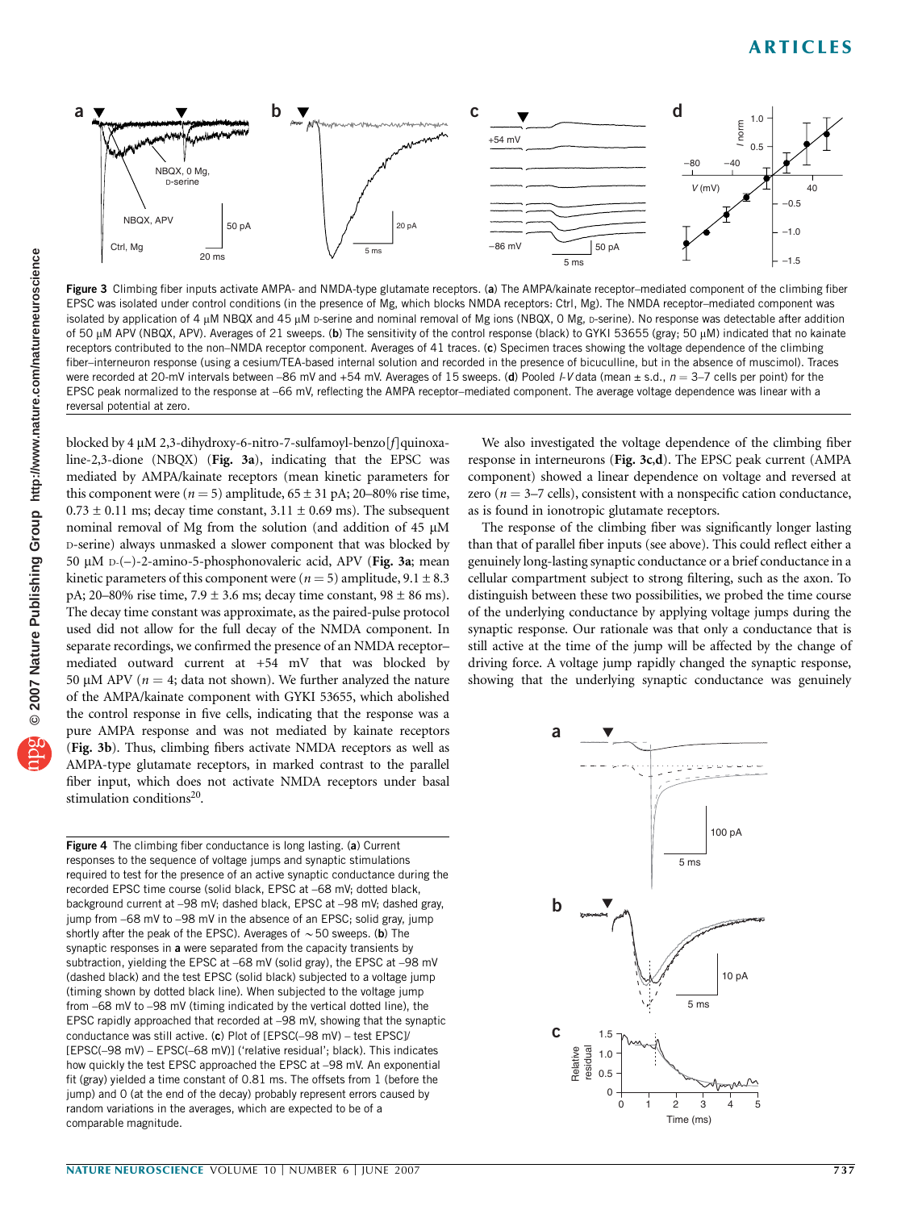Figure 3 Climbing fiber inputs activate AMPA- and NMDA-type glutamate receptors. (**a**) The AMPA/kainate receptor–mediated component of the climbing fiber EPSC was isolated under control conditions (in the presence of Mg, which blocks NMDA receptors: Ctrl, Mg). The NMDA receptor–mediated component was isolated by application of 4 μM NBQX and 45 μM D-serine and nominal removal of Mg ions (NBQX, 0 Mg, D-serine). No response was detectable after addition of 50 μM APV (NBQX, APV). Averages of 21 sweeps. (**b**) The sensitivity of the control response (black) to GYKI 53655 (gray; 50 μM) indicated that no kainate receptors contributed to the non–NMDA receptor component. Averages of 41 traces. (**c**) Specimen traces showing the voltage dependence of the climbing fiber–interneuron response (using a cesium/TEA-based internal solution and recorded in the presence of bicuculline, but in the absence of muscimol). Traces were recorded at 20-mV intervals between –86 mV and +54 mV. Averages of 15 sweeps. (**d**) Pooled *I-V* data (mean ± s.d., $n$ = 3–7 cells per point) for the EPSC peak normalized to the response at –66 mV, reflecting the AMPA receptor–mediated component. The average voltage dependence was linear with a reversal potential at zero.

blocked by 4 μM 2,3-dihydroxy-6-nitro-7-sulfamoyl-benzo[*f*]quinoxaline-2,3-dione (NBQX) (**Fig. 3a**), indicating that the EPSC was mediated by AMPA/kainate receptors (mean kinetic parameters for this component were ($n$ = 5) amplitude, 65 ± 31 pA; 20–80% rise time, 0.73 ± 0.11 ms; decay time constant, 3.11 ± 0.69 ms). The subsequent nominal removal of Mg from the solution (and addition of 45 μM D-serine) always unmasked a slower component that was blocked by 50 μM D-(–)-2-amino-5-phosphonovaleric acid, APV (**Fig. 3a**; mean kinetic parameters of this component were ($n$ = 5) amplitude, 9.1 ± 8.3 pA; 20–80% rise time, 7.9 ± 3.6 ms; decay time constant, 98 ± 86 ms). The decay time constant was approximate, as the paired-pulse protocol used did not allow for the full decay of the NMDA component. In separate recordings, we confirmed the presence of an NMDA receptor–mediated outward current at +54 mV that was blocked by 50 μM APV ($n$ = 4; data not shown). We further analyzed the nature of the AMPA/kainate component with GYKI 53655, which abolished the control response in five cells, indicating that the response was a pure AMPA response and was not mediated by kainate receptors (**Fig. 3b**). Thus, climbing fibers activate NMDA receptors as well as AMPA-type glutamate receptors, in marked contrast to the parallel fiber input, which does not activate NMDA receptors under basal stimulation conditions[20].

We also investigated the voltage dependence of the climbing fiber response in interneurons (**Fig. 3c,d**). The EPSC peak current (AMPA component) showed a linear dependence on voltage and reversed at zero ($n$ = 3–7 cells), consistent with a nonspecific cation conductance, as is found in ionotropic glutamate receptors.

The response of the climbing fiber was significantly longer lasting than that of parallel fiber inputs (see above). This could reflect either a genuinely long-lasting synaptic conductance or a brief conductance in a cellular compartment subject to strong filtering, such as the axon. To distinguish between these two possibilities, we probed the time course of the underlying conductance by applying voltage jumps during the synaptic response. Our rationale was that only a conductance that is still active at the time of the jump will be affected by the change of driving force. A voltage jump rapidly changed the synaptic response, showing that the underlying synaptic conductance was genuinely

Figure 4 The climbing fiber conductance is long lasting. (**a**) Current responses to the sequence of voltage jumps and synaptic stimulations required to test for the presence of an active synaptic conductance during the recorded EPSC time course (solid black, EPSC at –68 mV; dotted black, background current at –98 mV; dashed black, EPSC at –98 mV; dashed gray, jump from –68 mV to –98 mV in the absence of an EPSC; solid gray, jump shortly after the peak of the EPSC). Averages of ~50 sweeps. (**b**) The synaptic responses in **a** were separated from the capacity transients by subtraction, yielding the EPSC at –68 mV (solid gray), the EPSC at –98 mV (dashed black) and the test EPSC (solid black) subjected to a voltage jump (timing shown by dotted black line). When subjected to the voltage jump from –68 mV to –98 mV (timing indicated by the vertical dotted line), the EPSC rapidly approached that recorded at –98 mV, showing that the synaptic conductance was still active. (**c**) Plot of [EPSC(–98 mV) – test EPSC]/[EPSC(–98 mV) – EPSC(–68 mV)] ('relative residual'; black). This indicates how quickly the test EPSC approached the EPSC at –98 mV. An exponential fit (gray) yielded a time constant of 0.81 ms. The offsets from 1 (before the jump) and 0 (at the end of the decay) probably represent errors caused by random variations in the averages, which are expected to be of a comparable magnitude.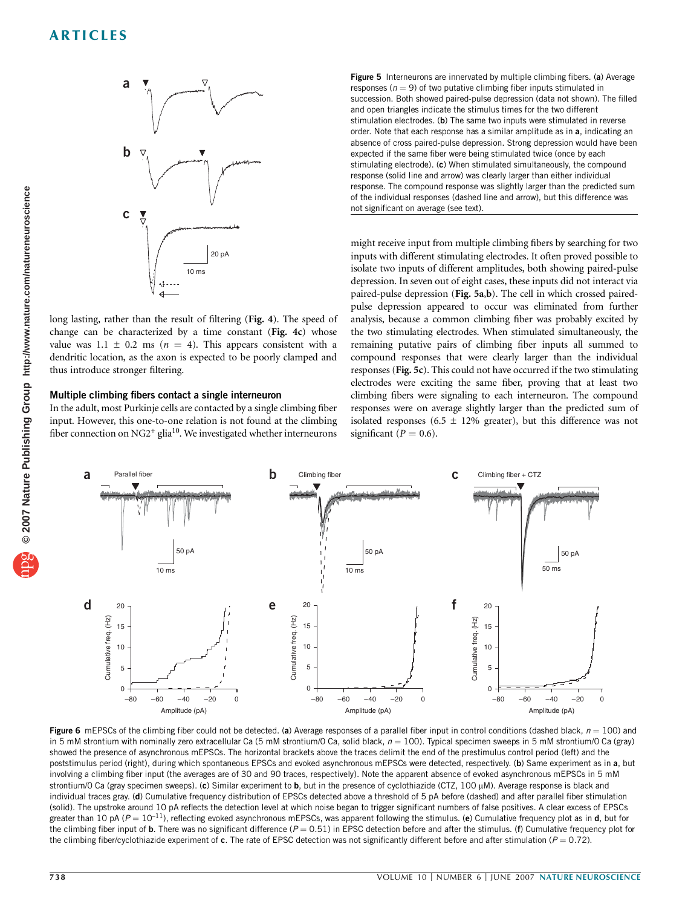long lasting, rather than the result of filtering (**Fig. 4**). The speed of change can be characterized by a time constant (**Fig. 4c**) whose value was 1.1 ± 0.2 ms ($n$ = 4). This appears consistent with a dendritic location, as the axon is expected to be poorly clamped and thus introduce stronger filtering.

### Multiple climbing fibers contact a single interneuron

In the adult, most Purkinje cells are contacted by a single climbing fiber input. However, this one-to-one relation is not found at the climbing fiber connection on NG2$^+$ glia[10]. We investigated whether interneurons might receive input from multiple climbing fibers by searching for two inputs with different stimulating electrodes. It often proved possible to isolate two inputs of different amplitudes, both showing paired-pulse depression. In seven out of eight cases, these inputs did not interact via paired-pulse depression (**Fig. 5a**,**b**). The cell in which crossed paired-pulse depression appeared to occur was eliminated from further analysis, because a common climbing fiber was probably excited by the two stimulating electrodes. When stimulated simultaneously, the remaining putative pairs of climbing fiber inputs all summed to compound responses that were clearly larger than the individual responses (**Fig. 5c**). This could not have occurred if the two stimulating electrodes were exciting the same fiber, proving that at least two climbing fibers were signaling to each interneuron. The compound responses were on average slightly larger than the predicted sum of isolated responses (6.5 ± 12% greater), but this difference was not significant ($P$ = 0.6).

**Figure 5** Interneurons are innervated by multiple climbing fibers. (**a**) Average responses ($n$ = 9) of two putative climbing fiber inputs stimulated in succession. Both showed paired-pulse depression (data not shown). The filled and open triangles indicate the stimulus times for the two different stimulation electrodes. (**b**) The same two inputs were stimulated in reverse order. Note that each response has a similar amplitude as in **a**, indicating an absence of cross paired-pulse depression. Strong depression would have been expected if the same fiber were being stimulated twice (once by each stimulating electrode). (**c**) When stimulated simultaneously, the compound response (solid line and arrow) was clearly larger than either individual response. The compound response was slightly larger than the predicted sum of the individual responses (dashed line and arrow), but this difference was not significant on average (see text).

**Figure 6** mEPSCs of the climbing fiber could not be detected. (**a**) Average responses of a parallel fiber input in control conditions (dashed black, $n$ = 100) and in 5 mM strontium with nominally zero extracellular Ca (5 mM strontium/0 Ca, solid black, $n$ = 100). Typical specimen sweeps in 5 mM strontium/0 Ca (gray) showed the presence of asynchronous mEPSCs. The horizontal brackets above the traces delimit the end of the prestimulus control period (left) and the poststimulus period (right), during which spontaneous EPSCs and evoked asynchronous mEPSCs were detected, respectively. (**b**) Same experiment as in **a**, but involving a climbing fiber input (the averages are of 30 and 90 traces, respectively). Note the apparent absence of evoked asynchronous mEPSCs in 5 mM strontium/0 Ca (gray specimen sweeps). (**c**) Similar experiment to **b**, but in the presence of cyclothiazide (CTZ, 100 μM). Average response is black and individual traces gray. (**d**) Cumulative frequency distribution of EPSCs detected above a threshold of 5 pA before (dashed) and after parallel fiber stimulation (solid). The upstroke around 10 pA reflects the detection level at which noise began to trigger significant numbers of false positives. A clear excess of EPSCs greater than 10 pA ($P = 10^{-11}$), reflecting evoked asynchronous mEPSCs, was apparent following the stimulus. (**e**) Cumulative frequency plot as in **d**, but for the climbing fiber input of **b**. There was no significant difference ($P$ = 0.51) in EPSC detection before and after the stimulus. (**f**) Cumulative frequency plot for the climbing fiber/cyclothiazide experiment of **c**. The rate of EPSC detection was not significantly different before and after stimulation ($P$ = 0.72).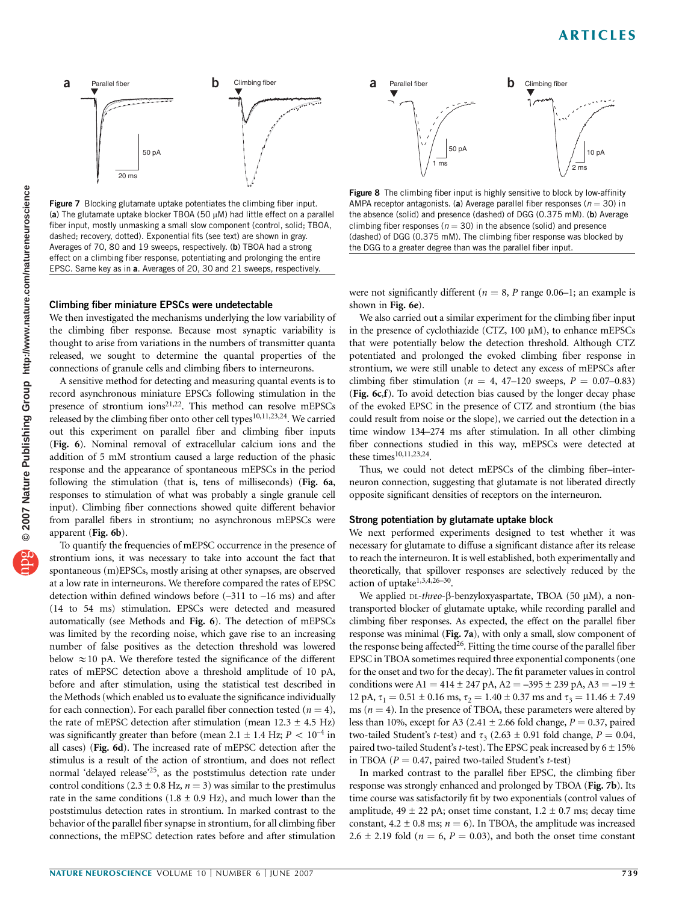Figure 7 Blocking glutamate uptake potentiates the climbing fiber input. (**a**) The glutamate uptake blocker TBOA (50 μM) had little effect on a parallel fiber input, mostly unmasking a small slow component (control, solid; TBOA, dashed; recovery, dotted). Exponential fits (see text) are shown in gray. Averages of 70, 80 and 19 sweeps, respectively. (**b**) TBOA had a strong effect on a climbing fiber response, potentiating and prolonging the entire EPSC. Same key as in **a**. Averages of 20, 30 and 21 sweeps, respectively.

Figure 8 The climbing fiber input is highly sensitive to block by low-affinity AMPA receptor antagonists. (**a**) Average parallel fiber responses ($n = 30$) in the absence (solid) and presence (dashed) of DGG (0.375 mM). (**b**) Average climbing fiber responses ($n = 30$) in the absence (solid) and presence (dashed) of DGG (0.375 mM). The climbing fiber response was blocked by the DGG to a greater degree than was the parallel fiber input.

### Climbing fiber miniature EPSCs were undetectable

We then investigated the mechanisms underlying the low variability of the climbing fiber response. Because most synaptic variability is thought to arise from variations in the numbers of transmitter quanta released, we sought to determine the quantal properties of the connections of granule cells and climbing fibers to interneurons.

A sensitive method for detecting and measuring quantal events is to record asynchronous miniature EPSCs following stimulation in the presence of strontium ions[21,22]. This method can resolve mEPSCs released by the climbing fiber onto other cell types[10,11,23,24]. We carried out this experiment on parallel fiber and climbing fiber inputs (**Fig. 6**). Nominal removal of extracellular calcium ions and the addition of 5 mM strontium caused a large reduction of the phasic response and the appearance of spontaneous mEPSCs in the period following the stimulation (that is, tens of milliseconds) (**Fig. 6a**, responses to stimulation of what was probably a single granule cell input). Climbing fiber connections showed quite different behavior from parallel fibers in strontium; no asynchronous mEPSCs were apparent (**Fig. 6b**).

To quantify the frequencies of mEPSC occurrence in the presence of strontium ions, it was necessary to take into account the fact that spontaneous (m)EPSCs, mostly arising at other synapses, are observed at a low rate in interneurons. We therefore compared the rates of EPSC detection within defined windows before (–311 to –16 ms) and after (14 to 54 ms) stimulation. EPSCs were detected and measured automatically (see Methods and **Fig. 6**). The detection of mEPSCs was limited by the recording noise, which gave rise to an increasing number of false positives as the detection threshold was lowered below ≈10 pA. We therefore tested the significance of the different rates of mEPSC detection above a threshold amplitude of 10 pA, before and after stimulation, using the statistical test described in the Methods (which enabled us to evaluate the significance individually for each connection). For each parallel fiber connection tested ($n = 4$), the rate of mEPSC detection after stimulation (mean 12.3 ± 4.5 Hz) was significantly greater than before (mean 2.1 ± 1.4 Hz; $P < 10^{-4}$ in all cases) (**Fig. 6d**). The increased rate of mEPSC detection after the stimulus is a result of the action of strontium, and does not reflect normal 'delayed release'[25], as the poststimulus detection rate under control conditions (2.3 ± 0.8 Hz, $n = 3$) was similar to the prestimulus rate in the same conditions (1.8 ± 0.9 Hz), and much lower than the poststimulus detection rates in strontium. In marked contrast to the behavior of the parallel fiber synapse in strontium, for all climbing fiber connections, the mEPSC detection rates before and after stimulation were not significantly different ($n = 8$, $P$ range 0.06–1; an example is shown in **Fig. 6e**).

We also carried out a similar experiment for the climbing fiber input in the presence of cyclothiazide (CTZ, 100 μM), to enhance mEPSCs that were potentially below the detection threshold. Although CTZ potentiated and prolonged the evoked climbing fiber response in strontium, we were still unable to detect any excess of mEPSCs after climbing fiber stimulation ($n = 4$, 47–120 sweeps, $P = 0.07$–$0.83$) (**Fig. 6c,f**). To avoid detection bias caused by the longer decay phase of the evoked EPSC in the presence of CTZ and strontium (the bias could result from noise or the slope), we carried out the detection in a time window 134–274 ms after stimulation. In all other climbing fiber connections studied in this way, mEPSCs were detected at these times[10,11,23,24].

Thus, we could not detect mEPSCs of the climbing fiber–interneuron connection, suggesting that glutamate is not liberated directly opposite significant densities of receptors on the interneuron.

### Strong potentiation by glutamate uptake block

We next performed experiments designed to test whether it was necessary for glutamate to diffuse a significant distance after its release to reach the interneuron. It is well established, both experimentally and theoretically, that spillover responses are selectively reduced by the action of uptake[1,3,4,26–30].

We applied DL-*threo*-β-benzyloxyaspartate, TBOA (50 μM), a non-transported blocker of glutamate uptake, while recording parallel and climbing fiber responses. As expected, the effect on the parallel fiber response was minimal (**Fig. 7a**), with only a small, slow component of the response being affected[26]. Fitting the time course of the parallel fiber EPSC in TBOA sometimes required three exponential components (one for the onset and two for the decay). The fit parameter values in control conditions were A1 = 414 ± 247 pA, A2 = –395 ± 239 pA, A3 = –19 ± 12 pA, $\tau_1$ = 0.51 ± 0.16 ms, $\tau_2$ = 1.40 ± 0.37 ms and $\tau_3$ = 11.46 ± 7.49 ms ($n = 4$). In the presence of TBOA, these parameters were altered by less than 10%, except for A3 (2.41 ± 2.66 fold change, $P = 0.37$, paired two-tailed Student's *t*-test) and $\tau_3$ (2.63 ± 0.91 fold change, $P = 0.04$, paired two-tailed Student's *t*-test). The EPSC peak increased by 6 ± 15% in TBOA ($P = 0.47$, paired two-tailed Student's *t*-test)

In marked contrast to the parallel fiber EPSC, the climbing fiber response was strongly enhanced and prolonged by TBOA (**Fig. 7b**). Its time course was satisfactorily fit by two exponentials (control values of amplitude, 49 ± 22 pA; onset time constant, 1.2 ± 0.7 ms; decay time constant, 4.2 ± 0.8 ms; $n = 6$). In TBOA, the amplitude was increased 2.6 ± 2.19 fold ($n = 6$, $P = 0.03$), and both the onset time constant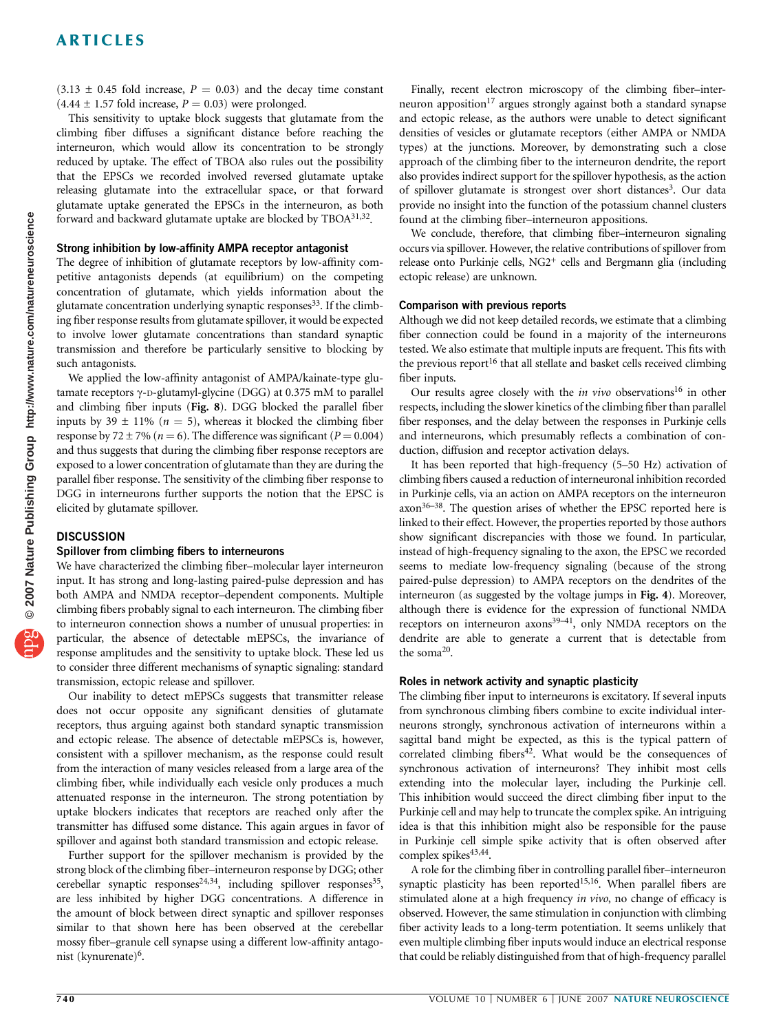(3.13 ± 0.45 fold increase, $P = 0.03$) and the decay time constant (4.44 ± 1.57 fold increase, $P = 0.03$) were prolonged.

This sensitivity to uptake block suggests that glutamate from the climbing fiber diffuses a significant distance before reaching the interneuron, which would allow its concentration to be strongly reduced by uptake. The effect of TBOA also rules out the possibility that the EPSCs we recorded involved reversed glutamate uptake releasing glutamate into the extracellular space, or that forward glutamate uptake generated the EPSCs in the interneuron, as both forward and backward glutamate uptake are blocked by TBOA[31,32].

### Strong inhibition by low-affinity AMPA receptor antagonist

The degree of inhibition of glutamate receptors by low-affinity competitive antagonists depends (at equilibrium) on the competing concentration of glutamate, which yields information about the glutamate concentration underlying synaptic responses[33]. If the climbing fiber response results from glutamate spillover, it would be expected to involve lower glutamate concentrations than standard synaptic transmission and therefore be particularly sensitive to blocking by such antagonists.

We applied the low-affinity antagonist of AMPA/kainate-type glutamate receptors γ-D-glutamyl-glycine (DGG) at 0.375 mM to parallel and climbing fiber inputs (**Fig. 8**). DGG blocked the parallel fiber inputs by 39 ± 11% ($n = 5$), whereas it blocked the climbing fiber response by 72 ± 7% ($n = 6$). The difference was significant ($P = 0.004$) and thus suggests that during the climbing fiber response receptors are exposed to a lower concentration of glutamate than they are during the parallel fiber response. The sensitivity of the climbing fiber response to DGG in interneurons further supports the notion that the EPSC is elicited by glutamate spillover.

## DISCUSSION

### Spillover from climbing fibers to interneurons

We have characterized the climbing fiber–molecular layer interneuron input. It has strong and long-lasting paired-pulse depression and has both AMPA and NMDA receptor–dependent components. Multiple climbing fibers probably signal to each interneuron. The climbing fiber to interneuron connection shows a number of unusual properties: in particular, the absence of detectable mEPSCs, the invariance of response amplitudes and the sensitivity to uptake block. These led us to consider three different mechanisms of synaptic signaling: standard transmission, ectopic release and spillover.

Our inability to detect mEPSCs suggests that transmitter release does not occur opposite any significant densities of glutamate receptors, thus arguing against both standard synaptic transmission and ectopic release. The absence of detectable mEPSCs is, however, consistent with a spillover mechanism, as the response could result from the interaction of many vesicles released from a large area of the climbing fiber, while individually each vesicle only produces a much attenuated response in the interneuron. The strong potentiation by uptake blockers indicates that receptors are reached only after the transmitter has diffused some distance. This again argues in favor of spillover and against both standard transmission and ectopic release.

Further support for the spillover mechanism is provided by the strong block of the climbing fiber–interneuron response by DGG; other cerebellar synaptic responses[24,34], including spillover responses[35], are less inhibited by higher DGG concentrations. A difference in the amount of block between direct synaptic and spillover responses similar to that shown here has been observed at the cerebellar mossy fiber–granule cell synapse using a different low-affinity antagonist (kynurenate)[6].

Finally, recent electron microscopy of the climbing fiber–interneuron apposition[17] argues strongly against both a standard synapse and ectopic release, as the authors were unable to detect significant densities of vesicles or glutamate receptors (either AMPA or NMDA types) at the junctions. Moreover, by demonstrating such a close approach of the climbing fiber to the interneuron dendrite, the report also provides indirect support for the spillover hypothesis, as the action of spillover glutamate is strongest over short distances[3]. Our data provide no insight into the function of the potassium channel clusters found at the climbing fiber–interneuron appositions.

We conclude, therefore, that climbing fiber–interneuron signaling occurs via spillover. However, the relative contributions of spillover from release onto Purkinje cells, NG2+ cells and Bergmann glia (including ectopic release) are unknown.

### Comparison with previous reports

Although we did not keep detailed records, we estimate that a climbing fiber connection could be found in a majority of the interneurons tested. We also estimate that multiple inputs are frequent. This fits with the previous report[16] that all stellate and basket cells received climbing fiber inputs.

Our results agree closely with the *in vivo* observations[16] in other respects, including the slower kinetics of the climbing fiber than parallel fiber responses, and the delay between the responses in Purkinje cells and interneurons, which presumably reflects a combination of conduction, diffusion and receptor activation delays.

It has been reported that high-frequency (5–50 Hz) activation of climbing fibers caused a reduction of interneuronal inhibition recorded in Purkinje cells, via an action on AMPA receptors on the interneuron axon[36–38]. The question arises of whether the EPSC reported here is linked to their effect. However, the properties reported by those authors show significant discrepancies with those we found. In particular, instead of high-frequency signaling to the axon, the EPSC we recorded seems to mediate low-frequency signaling (because of the strong paired-pulse depression) to AMPA receptors on the dendrites of the interneuron (as suggested by the voltage jumps in **Fig. 4**). Moreover, although there is evidence for the expression of functional NMDA receptors on interneuron axons[39–41], only NMDA receptors on the dendrite are able to generate a current that is detectable from the soma[20].

### Roles in network activity and synaptic plasticity

The climbing fiber input to interneurons is excitatory. If several inputs from synchronous climbing fibers combine to excite individual interneurons strongly, synchronous activation of interneurons within a sagittal band might be expected, as this is the typical pattern of correlated climbing fibers[42]. What would be the consequences of synchronous activation of interneurons? They inhibit most cells extending into the molecular layer, including the Purkinje cell. This inhibition would succeed the direct climbing fiber input to the Purkinje cell and may help to truncate the complex spike. An intriguing idea is that this inhibition might also be responsible for the pause in Purkinje cell simple spike activity that is often observed after complex spikes[43,44].

A role for the climbing fiber in controlling parallel fiber–interneuron synaptic plasticity has been reported[15,16]. When parallel fibers are stimulated alone at a high frequency *in vivo*, no change of efficacy is observed. However, the same stimulation in conjunction with climbing fiber activity leads to a long-term potentiation. It seems unlikely that even multiple climbing fiber inputs would induce an electrical response that could be reliably distinguished from that of high-frequency parallel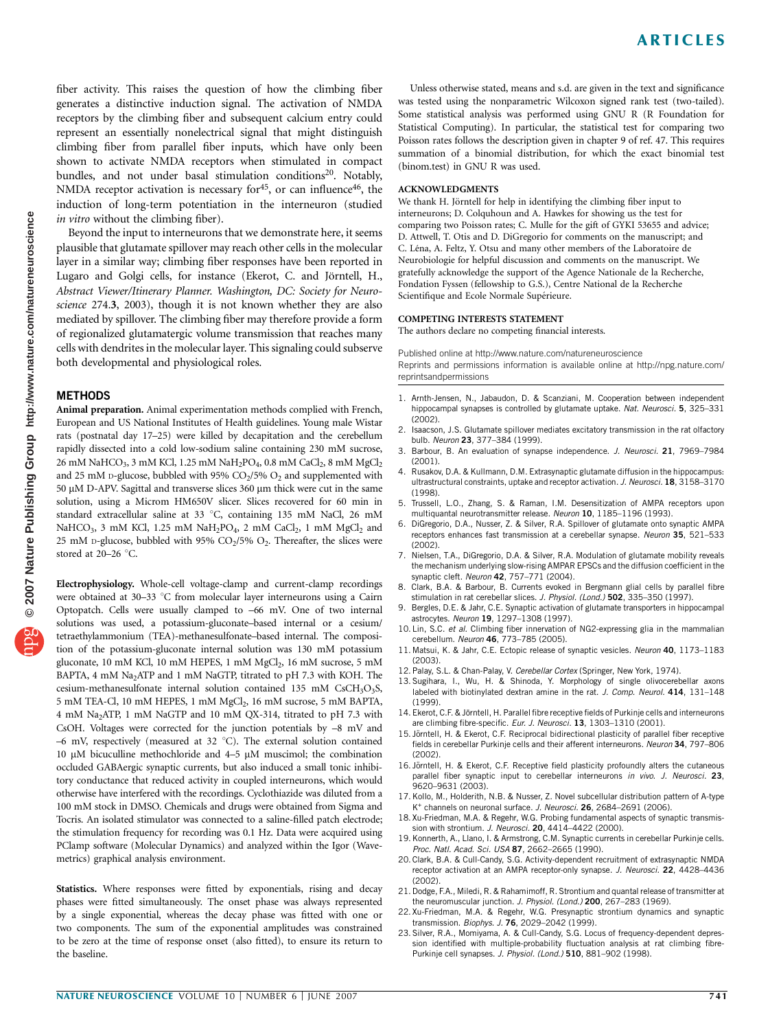fiber activity. This raises the question of how the climbing fiber generates a distinctive induction signal. The activation of NMDA receptors by the climbing fiber and subsequent calcium entry could represent an essentially nonelectrical signal that might distinguish climbing fiber from parallel fiber inputs, which have only been shown to activate NMDA receptors when stimulated in compact bundles, and not under basal stimulation conditions[20]. Notably, NMDA receptor activation is necessary for[45], or can influence[46], the induction of long-term potentiation in the interneuron (studied *in vitro* without the climbing fiber).

Beyond the input to interneurons that we demonstrate here, it seems plausible that glutamate spillover may reach other cells in the molecular layer in a similar way; climbing fiber responses have been reported in Lugaro and Golgi cells, for instance (Ekerot, C. and Jörntell, H., *Abstract Viewer/Itinerary Planner. Washington, DC: Society for Neuroscience* 274.**3**, 2003), though it is not known whether they are also mediated by spillover. The climbing fiber may therefore provide a form of regionalized glutamatergic volume transmission that reaches many cells with dendrites in the molecular layer. This signaling could subserve both developmental and physiological roles.

## METHODS

**Animal preparation.** Animal experimentation methods complied with French, European and US National Institutes of Health guidelines. Young male Wistar rats (postnatal day 17–25) were killed by decapitation and the cerebellum rapidly dissected into a cold low-sodium saline containing 230 mM sucrose, 26 mM $NaHCO_3$, 3 mM KCl, 1.25 mM $NaH_2PO_4$, 0.8 mM $CaCl_2$, 8 mM $MgCl_2$ and 25 mM D-glucose, bubbled with 95% $CO_2$/5% $O_2$ and supplemented with 50 μM D-APV. Sagittal and transverse slices 360 μm thick were cut in the same solution, using a Microm HM650V slicer. Slices recovered for 60 min in standard extracellular saline at 33 °C, containing 135 mM NaCl, 26 mM $NaHCO_3$, 3 mM KCl, 1.25 mM $NaH_2PO_4$, 2 mM $CaCl_2$, 1 mM $MgCl_2$ and 25 mM D-glucose, bubbled with 95% $CO_2$/5% $O_2$. Thereafter, the slices were stored at 20–26 °C.

**Electrophysiology.** Whole-cell voltage-clamp and current-clamp recordings were obtained at 30–33 °C from molecular layer interneurons using a Cairn Optopatch. Cells were usually clamped to –66 mV. One of two internal solutions was used, a potassium-gluconate–based internal or a cesium/tetraethylammonium (TEA)-methanesulfonate–based internal. The composition of the potassium-gluconate internal solution was 130 mM potassium gluconate, 10 mM KCl, 10 mM HEPES, 1 mM $MgCl_2$, 16 mM sucrose, 5 mM BAPTA, 4 mM $Na_2ATP$ and 1 mM NaGTP, titrated to pH 7.3 with KOH. The cesium-methanesulfonate internal solution contained 135 mM $CsCH_3O_3S$, 5 mM TEA-Cl, 10 mM HEPES, 1 mM $MgCl_2$, 16 mM sucrose, 5 mM BAPTA, 4 mM $Na_2ATP$, 1 mM NaGTP and 10 mM QX-314, titrated to pH 7.3 with CsOH. Voltages were corrected for the junction potentials by –8 mV and –6 mV, respectively (measured at 32 °C). The external solution contained 10 μM bicuculline methochloride and 4–5 μM muscimol; the combination occluded GABAergic synaptic currents, but also induced a small tonic inhibitory conductance that reduced activity in coupled interneurons, which would otherwise have interfered with the recordings. Cyclothiazide was diluted from a 100 mM stock in DMSO. Chemicals and drugs were obtained from Sigma and Tocris. An isolated stimulator was connected to a saline-filled patch electrode; the stimulation frequency for recording was 0.1 Hz. Data were acquired using PClamp software (Molecular Dynamics) and analyzed within the Igor (Wavemetrics) graphical analysis environment.

**Statistics.** Where responses were fitted by exponentials, rising and decay phases were fitted simultaneously. The onset phase was always represented by a single exponential, whereas the decay phase was fitted with one or two components. The sum of the exponential amplitudes was constrained to be zero at the time of response onset (also fitted), to ensure its return to the baseline.

Unless otherwise stated, means and s.d. are given in the text and significance was tested using the nonparametric Wilcoxon signed rank test (two-tailed). Some statistical analysis was performed using GNU R (R Foundation for Statistical Computing). In particular, the statistical test for comparing two Poisson rates follows the description given in chapter 9 of ref. 47. This requires summation of a binomial distribution, for which the exact binomial test (binom.test) in GNU R was used.

### ACKNOWLEDGMENTS

We thank H. Jörntell for help in identifying the climbing fiber input to interneurons; D. Colquhoun and A. Hawkes for showing us the test for comparing two Poisson rates; C. Mulle for the gift of GYKI 53655 and advice; D. Attwell, T. Otis and D. DiGregorio for comments on the manuscript; and C. Léna, A. Feltz, Y. Otsu and many other members of the Laboratoire de Neurobiologie for helpful discussion and comments on the manuscript. We gratefully acknowledge the support of the Agence Nationale de la Recherche, Fondation Fyssen (fellowship to G.S.), Centre National de la Recherche Scientifique and Ecole Normale Supérieure.

### COMPETING INTERESTS STATEMENT

The authors declare no competing financial interests.

Published online at http://www.nature.com/natureneuroscience
Reprints and permissions information is available online at http://npg.nature.com/reprintsandpermissions

1. Arnth-Jensen, N., Jabaudon, D. & Scanziani, M. Cooperation between independent hippocampal synapses is controlled by glutamate uptake. *Nat. Neurosci.* **5**, 325–331 (2002).
2. Isaacson, J.S. Glutamate spillover mediates excitatory transmission in the rat olfactory bulb. *Neuron* **23**, 377–384 (1999).
3. Barbour, B. An evaluation of synapse independence. *J. Neurosci.* **21**, 7969–7984 (2001).
4. Rusakov, D.A. & Kullmann, D.M. Extrasynaptic glutamate diffusion in the hippocampus: ultrastructural constraints, uptake and receptor activation. *J. Neurosci.* **18**, 3158–3170 (1998).
5. Trussell, L.O., Zhang, S. & Raman, I.M. Desensitization of AMPA receptors upon multiquantal neurotransmitter release. *Neuron* **10**, 1185–1196 (1993).
6. DiGregorio, D.A., Nusser, Z. & Silver, R.A. Spillover of glutamate onto synaptic AMPA receptors enhances fast transmission at a cerebellar synapse. *Neuron* **35**, 521–533 (2002).
7. Nielsen, T.A., DiGregorio, D.A. & Silver, R.A. Modulation of glutamate mobility reveals the mechanism underlying slow-rising AMPAR EPSCs and the diffusion coefficient in the synaptic cleft. *Neuron* **42**, 757–771 (2004).
8. Clark, B.A. & Barbour, B. Currents evoked in Bergmann glial cells by parallel fibre stimulation in rat cerebellar slices. *J. Physiol. (Lond.)* **502**, 335–350 (1997).
9. Bergles, D.E. & Jahr, C.E. Synaptic activation of glutamate transporters in hippocampal astrocytes. *Neuron* **19**, 1297–1308 (1997).
10. Lin, S.C. *et al.* Climbing fiber innervation of NG2-expressing glia in the mammalian cerebellum. *Neuron* **46**, 773–785 (2005).
11. Matsui, K. & Jahr, C.E. Ectopic release of synaptic vesicles. *Neuron* **40**, 1173–1183 (2003).
12. Palay, S.L. & Chan-Palay, V. *Cerebellar Cortex* (Springer, New York, 1974).
13. Sugihara, I., Wu, H. & Shinoda, Y. Morphology of single olivocerebellar axons labeled with biotinylated dextran amine in the rat. *J. Comp. Neurol.* **414**, 131–148 (1999).
14. Ekerot, C.F. & Jörntell, H. Parallel fibre receptive fields of Purkinje cells and interneurons are climbing fibre-specific. *Eur. J. Neurosci.* **13**, 1303–1310 (2001).
15. Jörntell, H. & Ekerot, C.F. Reciprocal bidirectional plasticity of parallel fiber receptive fields in cerebellar Purkinje cells and their afferent interneurons. *Neuron* **34**, 797–806 (2002).
16. Jörntell, H. & Ekerot, C.F. Receptive field plasticity profoundly alters the cutaneous parallel fiber synaptic input to cerebellar interneurons *in vivo*. *J. Neurosci.* **23**, 9620–9631 (2003).
17. Kollo, M., Holderith, N.B. & Nusser, Z. Novel subcellular distribution pattern of A-type $K^+$ channels on neuronal surface. *J. Neurosci.* **26**, 2684–2691 (2006).
18. Xu-Friedman, M.A. & Regehr, W.G. Probing fundamental aspects of synaptic transmission with strontium. *J. Neurosci.* **20**, 4414–4422 (2000).
19. Konnerth, A., Llano, I. & Armstrong, C.M. Synaptic currents in cerebellar Purkinje cells. *Proc. Natl. Acad. Sci. USA* **87**, 2662–2665 (1990).
20. Clark, B.A. & Cull-Candy, S.G. Activity-dependent recruitment of extrasynaptic NMDA receptor activation at an AMPA receptor-only synapse. *J. Neurosci.* **22**, 4428–4436 (2002).
21. Dodge, F.A., Miledi, R. & Rahamimoff, R. Strontium and quantal release of transmitter at the neuromuscular junction. *J. Physiol. (Lond.)* **200**, 267–283 (1969).
22. Xu-Friedman, M.A. & Regehr, W.G. Presynaptic strontium dynamics and synaptic transmission. *Biophys. J.* **76**, 2029–2042 (1999).
23. Silver, R.A., Momiyama, A. & Cull-Candy, S.G. Locus of frequency-dependent depression identified with multiple-probability fluctuation analysis at rat climbing fibre-Purkinje cell synapses. *J. Physiol. (Lond.)* **510**, 881–902 (1998).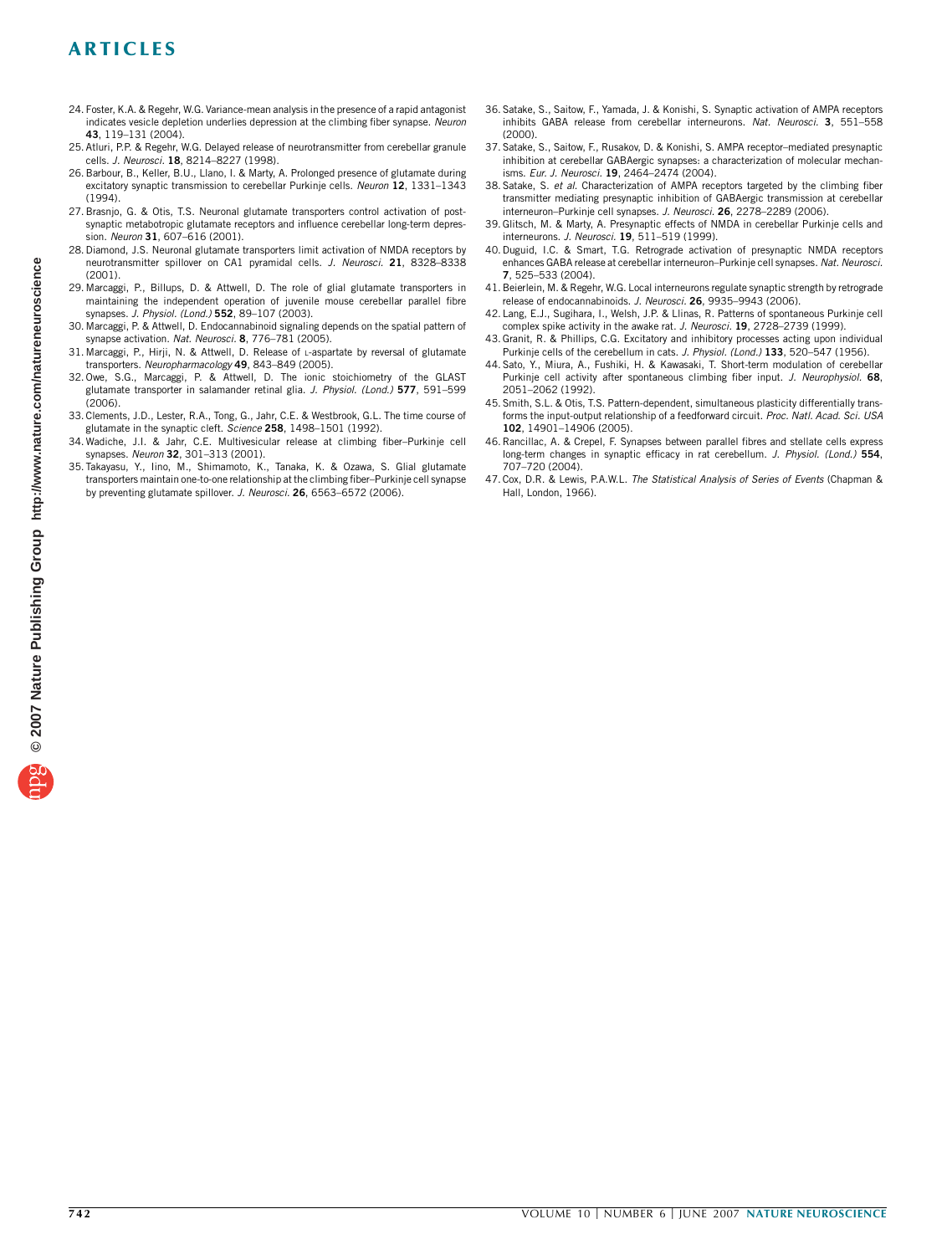24. Foster, K.A. & Regehr, W.G. Variance-mean analysis in the presence of a rapid antagonist indicates vesicle depletion underlies depression at the climbing fiber synapse. *Neuron* **43**, 119–131 (2004).
25. Atluri, P.P. & Regehr, W.G. Delayed release of neurotransmitter from cerebellar granule cells. *J. Neurosci.* **18**, 8214–8227 (1998).
26. Barbour, B., Keller, B.U., Llano, I. & Marty, A. Prolonged presence of glutamate during excitatory synaptic transmission to cerebellar Purkinje cells. *Neuron* **12**, 1331–1343 (1994).
27. Brasnjo, G. & Otis, T.S. Neuronal glutamate transporters control activation of postsynaptic metabotropic glutamate receptors and influence cerebellar long-term depression. *Neuron* **31**, 607–616 (2001).
28. Diamond, J.S. Neuronal glutamate transporters limit activation of NMDA receptors by neurotransmitter spillover on CA1 pyramidal cells. *J. Neurosci.* **21**, 8328–8338 (2001).
29. Marcaggi, P., Billups, D. & Attwell, D. The role of glial glutamate transporters in maintaining the independent operation of juvenile mouse cerebellar parallel fibre synapses. *J. Physiol. (Lond.)* **552**, 89–107 (2003).
30. Marcaggi, P. & Attwell, D. Endocannabinoid signaling depends on the spatial pattern of synapse activation. *Nat. Neurosci.* **8**, 776–781 (2005).
31. Marcaggi, P., Hirji, N. & Attwell, D. Release of L-aspartate by reversal of glutamate transporters. *Neuropharmacology* **49**, 843–849 (2005).
32. Owe, S.G., Marcaggi, P. & Attwell, D. The ionic stoichiometry of the GLAST glutamate transporter in salamander retinal glia. *J. Physiol. (Lond.)* **577**, 591–599 (2006).
33. Clements, J.D., Lester, R.A., Tong, G., Jahr, C.E. & Westbrook, G.L. The time course of glutamate in the synaptic cleft. *Science* **258**, 1498–1501 (1992).
34. Wadiche, J.I. & Jahr, C.E. Multivesicular release at climbing fiber–Purkinje cell synapses. *Neuron* **32**, 301–313 (2001).
35. Takayasu, Y., Iino, M., Shimamoto, K., Tanaka, K. & Ozawa, S. Glial glutamate transporters maintain one-to-one relationship at the climbing fiber–Purkinje cell synapse by preventing glutamate spillover. *J. Neurosci.* **26**, 6563–6572 (2006).
36. Satake, S., Saitow, F., Yamada, J. & Konishi, S. Synaptic activation of AMPA receptors inhibits GABA release from cerebellar interneurons. *Nat. Neurosci.* **3**, 551–558 (2000).
37. Satake, S., Saitow, F., Rusakov, D. & Konishi, S. AMPA receptor–mediated presynaptic inhibition at cerebellar GABAergic synapses: a characterization of molecular mechanisms. *Eur. J. Neurosci.* **19**, 2464–2474 (2004).
38. Satake, S. *et al.* Characterization of AMPA receptors targeted by the climbing fiber transmitter mediating presynaptic inhibition of GABAergic transmission at cerebellar interneuron–Purkinje cell synapses. *J. Neurosci.* **26**, 2278–2289 (2006).
39. Glitsch, M. & Marty, A. Presynaptic effects of NMDA in cerebellar Purkinje cells and interneurons. *J. Neurosci.* **19**, 511–519 (1999).
40. Duguid, I.C. & Smart, T.G. Retrograde activation of presynaptic NMDA receptors enhances GABA release at cerebellar interneuron–Purkinje cell synapses. *Nat. Neurosci.* **7**, 525–533 (2004).
41. Beierlein, M. & Regehr, W.G. Local interneurons regulate synaptic strength by retrograde release of endocannabinoids. *J. Neurosci.* **26**, 9935–9943 (2006).
42. Lang, E.J., Sugihara, I., Welsh, J.P. & Llinas, R. Patterns of spontaneous Purkinje cell complex spike activity in the awake rat. *J. Neurosci.* **19**, 2728–2739 (1999).
43. Granit, R. & Phillips, C.G. Excitatory and inhibitory processes acting upon individual Purkinje cells of the cerebellum in cats. *J. Physiol. (Lond.)* **133**, 520–547 (1956).
44. Sato, Y., Miura, A., Fushiki, H. & Kawasaki, T. Short-term modulation of cerebellar Purkinje cell activity after spontaneous climbing fiber input. *J. Neurophysiol.* **68**, 2051–2062 (1992).
45. Smith, S.L. & Otis, T.S. Pattern-dependent, simultaneous plasticity differentially transforms the input-output relationship of a feedforward circuit. *Proc. Natl. Acad. Sci. USA* **102**, 14901–14906 (2005).
46. Rancillac, A. & Crepel, F. Synapses between parallel fibres and stellate cells express long-term changes in synaptic efficacy in rat cerebellum. *J. Physiol. (Lond.)* **554**, 707–720 (2004).
47. Cox, D.R. & Lewis, P.A.W.L. *The Statistical Analysis of Series of Events* (Chapman & Hall, London, 1966).